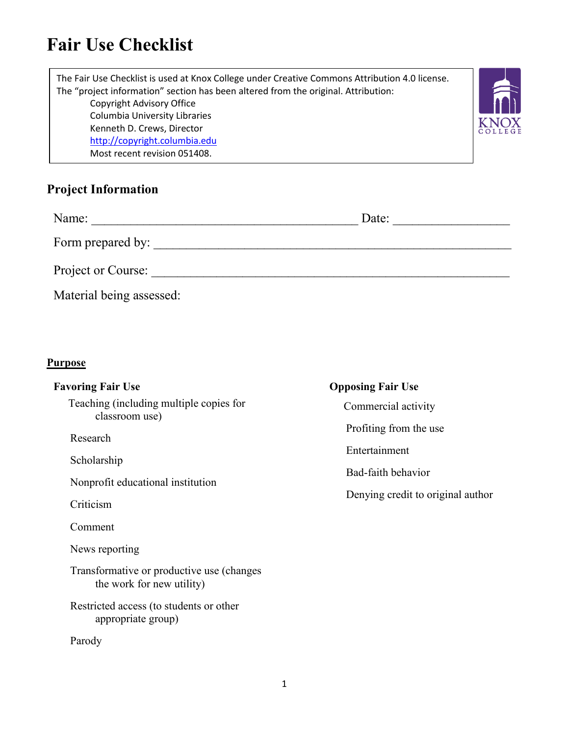# Fair Use Checklist

The Fair Use Checklist is used at Knox College under Creative Commons Attribution 4.0 license. The "project information" section has been altered from the original. Attribution:

Copyright Advisory Office
Columbia University Libraries
Kenneth D. Crews, Director
http://copyright.columbia.edu
Most recent revision 051408.

## Project Information

Name: ________________________________________ Date: _________________

Form prepared by: ____________________________________________________

Project or Course: ____________________________________________________

Material being assessed:

### Purpose

**Favoring Fair Use**

- Teaching (including multiple copies for classroom use)
- Research
- Scholarship
- Nonprofit educational institution
- Criticism
- Comment
- News reporting
- Transformative or productive use (changes the work for new utility)
- Restricted access (to students or other appropriate group)
- Parody

**Opposing Fair Use**

- Commercial activity
- Profiting from the use
- Entertainment
- Bad-faith behavior
- Denying credit to original author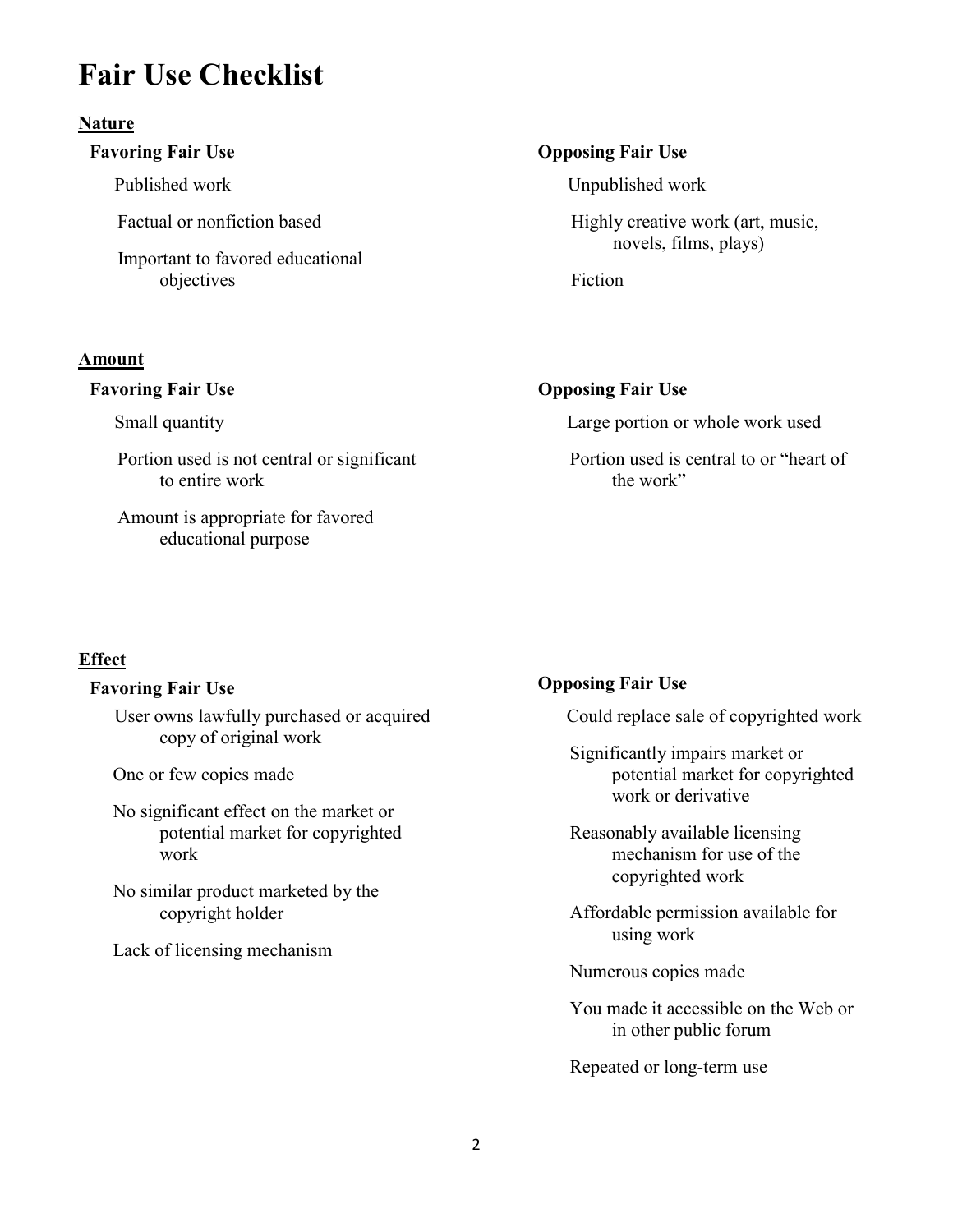# Fair Use Checklist

**Nature**

**Favoring Fair Use**

- Published work
- Factual or nonfiction based
- Important to favored educational objectives

**Opposing Fair Use**

- Unpublished work
- Highly creative work (art, music, novels, films, plays)
- Fiction

**Amount**

**Favoring Fair Use**

- Small quantity
- Portion used is not central or significant to entire work
- Amount is appropriate for favored educational purpose

**Opposing Fair Use**

- Large portion or whole work used
- Portion used is central to or "heart of the work"

**Effect**

**Favoring Fair Use**

- User owns lawfully purchased or acquired copy of original work
- One or few copies made
- No significant effect on the market or potential market for copyrighted work
- No similar product marketed by the copyright holder
- Lack of licensing mechanism

**Opposing Fair Use**

- Could replace sale of copyrighted work
- Significantly impairs market or potential market for copyrighted work or derivative
- Reasonably available licensing mechanism for use of the copyrighted work
- Affordable permission available for using work
- Numerous copies made
- You made it accessible on the Web or in other public forum
- Repeated or long-term use